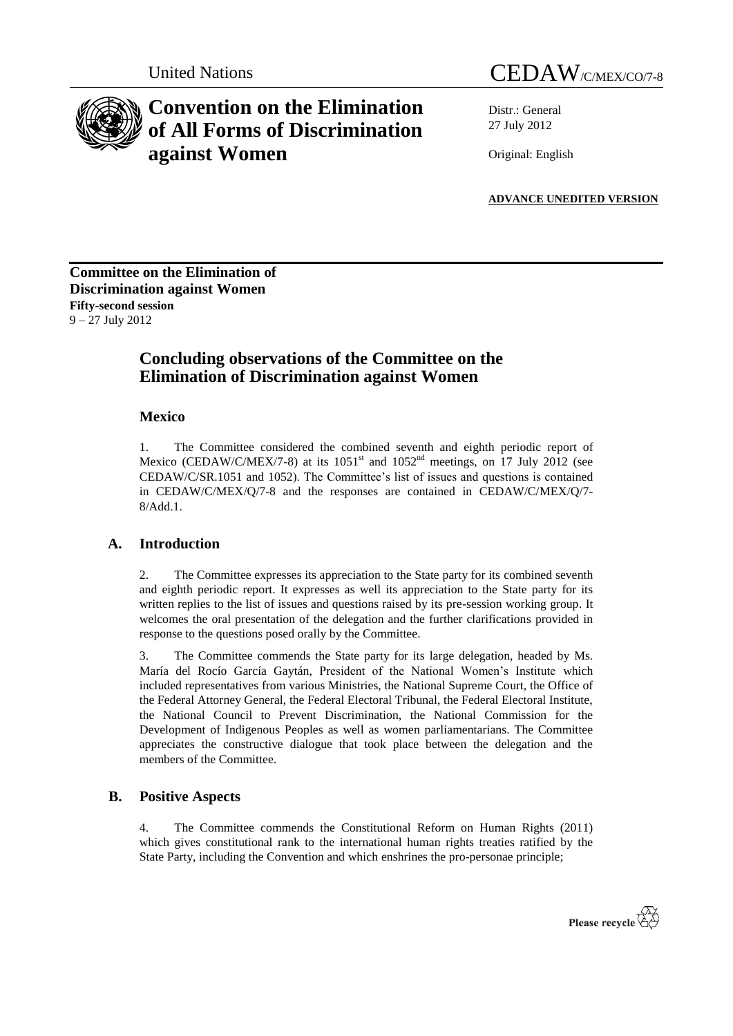United Nations

# CEDAW/C/MEX/CO/7-8

# Convention on the Elimination of All Forms of Discrimination against Women

Distr.: General
27 July 2012

Original: English

**ADVANCE UNEDITED VERSION**

**Committee on the Elimination of Discrimination against Women**
**Fifty-second session**
9 – 27 July 2012

## Concluding observations of the Committee on the Elimination of Discrimination against Women

### Mexico

1. The Committee considered the combined seventh and eighth periodic report of Mexico (CEDAW/C/MEX/7-8) at its 1051st and 1052nd meetings, on 17 July 2012 (see CEDAW/C/SR.1051 and 1052). The Committee's list of issues and questions is contained in CEDAW/C/MEX/Q/7-8 and the responses are contained in CEDAW/C/MEX/Q/7-8/Add.1.

## A. Introduction

2. The Committee expresses its appreciation to the State party for its combined seventh and eighth periodic report. It expresses as well its appreciation to the State party for its written replies to the list of issues and questions raised by its pre-session working group. It welcomes the oral presentation of the delegation and the further clarifications provided in response to the questions posed orally by the Committee.

3. The Committee commends the State party for its large delegation, headed by Ms. María del Rocío García Gaytán, President of the National Women's Institute which included representatives from various Ministries, the National Supreme Court, the Office of the Federal Attorney General, the Federal Electoral Tribunal, the Federal Electoral Institute, the National Council to Prevent Discrimination, the National Commission for the Development of Indigenous Peoples as well as women parliamentarians. The Committee appreciates the constructive dialogue that took place between the delegation and the members of the Committee.

## B. Positive Aspects

4. The Committee commends the Constitutional Reform on Human Rights (2011) which gives constitutional rank to the international human rights treaties ratified by the State Party, including the Convention and which enshrines the pro-personae principle;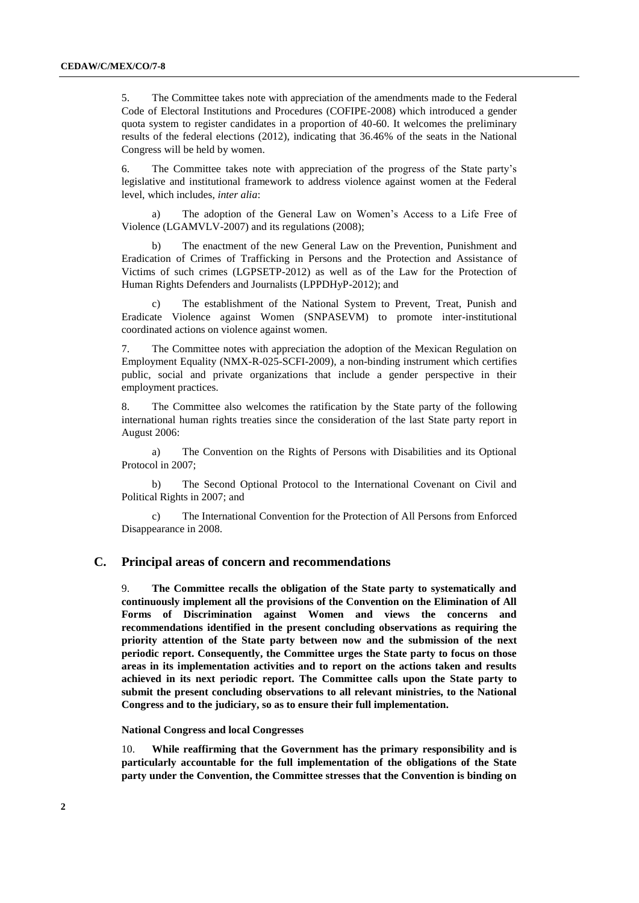5. The Committee takes note with appreciation of the amendments made to the Federal Code of Electoral Institutions and Procedures (COFIPE-2008) which introduced a gender quota system to register candidates in a proportion of 40-60. It welcomes the preliminary results of the federal elections (2012), indicating that 36.46% of the seats in the National Congress will be held by women.

6. The Committee takes note with appreciation of the progress of the State party's legislative and institutional framework to address violence against women at the Federal level, which includes, *inter alia*:

a) The adoption of the General Law on Women's Access to a Life Free of Violence (LGAMVLV-2007) and its regulations (2008);

b) The enactment of the new General Law on the Prevention, Punishment and Eradication of Crimes of Trafficking in Persons and the Protection and Assistance of Victims of such crimes (LGPSETP-2012) as well as of the Law for the Protection of Human Rights Defenders and Journalists (LPPDHyP-2012); and

c) The establishment of the National System to Prevent, Treat, Punish and Eradicate Violence against Women (SNPASEVM) to promote inter-institutional coordinated actions on violence against women.

7. The Committee notes with appreciation the adoption of the Mexican Regulation on Employment Equality (NMX-R-025-SCFI-2009), a non-binding instrument which certifies public, social and private organizations that include a gender perspective in their employment practices.

8. The Committee also welcomes the ratification by the State party of the following international human rights treaties since the consideration of the last State party report in August 2006:

a) The Convention on the Rights of Persons with Disabilities and its Optional Protocol in 2007;

b) The Second Optional Protocol to the International Covenant on Civil and Political Rights in 2007; and

c) The International Convention for the Protection of All Persons from Enforced Disappearance in 2008.

## C. Principal areas of concern and recommendations

9. **The Committee recalls the obligation of the State party to systematically and continuously implement all the provisions of the Convention on the Elimination of All Forms of Discrimination against Women and views the concerns and recommendations identified in the present concluding observations as requiring the priority attention of the State party between now and the submission of the next periodic report. Consequently, the Committee urges the State party to focus on those areas in its implementation activities and to report on the actions taken and results achieved in its next periodic report. The Committee calls upon the State party to submit the present concluding observations to all relevant ministries, to the National Congress and to the judiciary, so as to ensure their full implementation.**

**National Congress and local Congresses**

10. **While reaffirming that the Government has the primary responsibility and is particularly accountable for the full implementation of the obligations of the State party under the Convention, the Committee stresses that the Convention is binding on**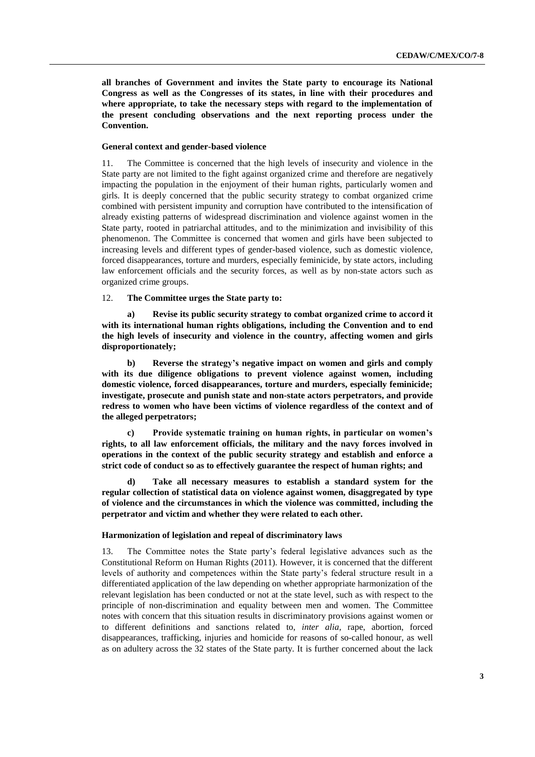**all branches of Government and invites the State party to encourage its National Congress as well as the Congresses of its states, in line with their procedures and where appropriate, to take the necessary steps with regard to the implementation of the present concluding observations and the next reporting process under the Convention.**

#### General context and gender-based violence

11. The Committee is concerned that the high levels of insecurity and violence in the State party are not limited to the fight against organized crime and therefore are negatively impacting the population in the enjoyment of their human rights, particularly women and girls. It is deeply concerned that the public security strategy to combat organized crime combined with persistent impunity and corruption have contributed to the intensification of already existing patterns of widespread discrimination and violence against women in the State party, rooted in patriarchal attitudes, and to the minimization and invisibility of this phenomenon. The Committee is concerned that women and girls have been subjected to increasing levels and different types of gender-based violence, such as domestic violence, forced disappearances, torture and murders, especially feminicide, by state actors, including law enforcement officials and the security forces, as well as by non-state actors such as organized crime groups.

12. **The Committee urges the State party to:**

**a) Revise its public security strategy to combat organized crime to accord it with its international human rights obligations, including the Convention and to end the high levels of insecurity and violence in the country, affecting women and girls disproportionately;**

**b) Reverse the strategy's negative impact on women and girls and comply with its due diligence obligations to prevent violence against women, including domestic violence, forced disappearances, torture and murders, especially feminicide; investigate, prosecute and punish state and non-state actors perpetrators, and provide redress to women who have been victims of violence regardless of the context and of the alleged perpetrators;**

**c) Provide systematic training on human rights, in particular on women's rights, to all law enforcement officials, the military and the navy forces involved in operations in the context of the public security strategy and establish and enforce a strict code of conduct so as to effectively guarantee the respect of human rights; and**

**d) Take all necessary measures to establish a standard system for the regular collection of statistical data on violence against women, disaggregated by type of violence and the circumstances in which the violence was committed, including the perpetrator and victim and whether they were related to each other.**

#### Harmonization of legislation and repeal of discriminatory laws

13. The Committee notes the State party's federal legislative advances such as the Constitutional Reform on Human Rights (2011). However, it is concerned that the different levels of authority and competences within the State party's federal structure result in a differentiated application of the law depending on whether appropriate harmonization of the relevant legislation has been conducted or not at the state level, such as with respect to the principle of non-discrimination and equality between men and women. The Committee notes with concern that this situation results in discriminatory provisions against women or to different definitions and sanctions related to, *inter alia*, rape, abortion, forced disappearances, trafficking, injuries and homicide for reasons of so-called honour, as well as on adultery across the 32 states of the State party. It is further concerned about the lack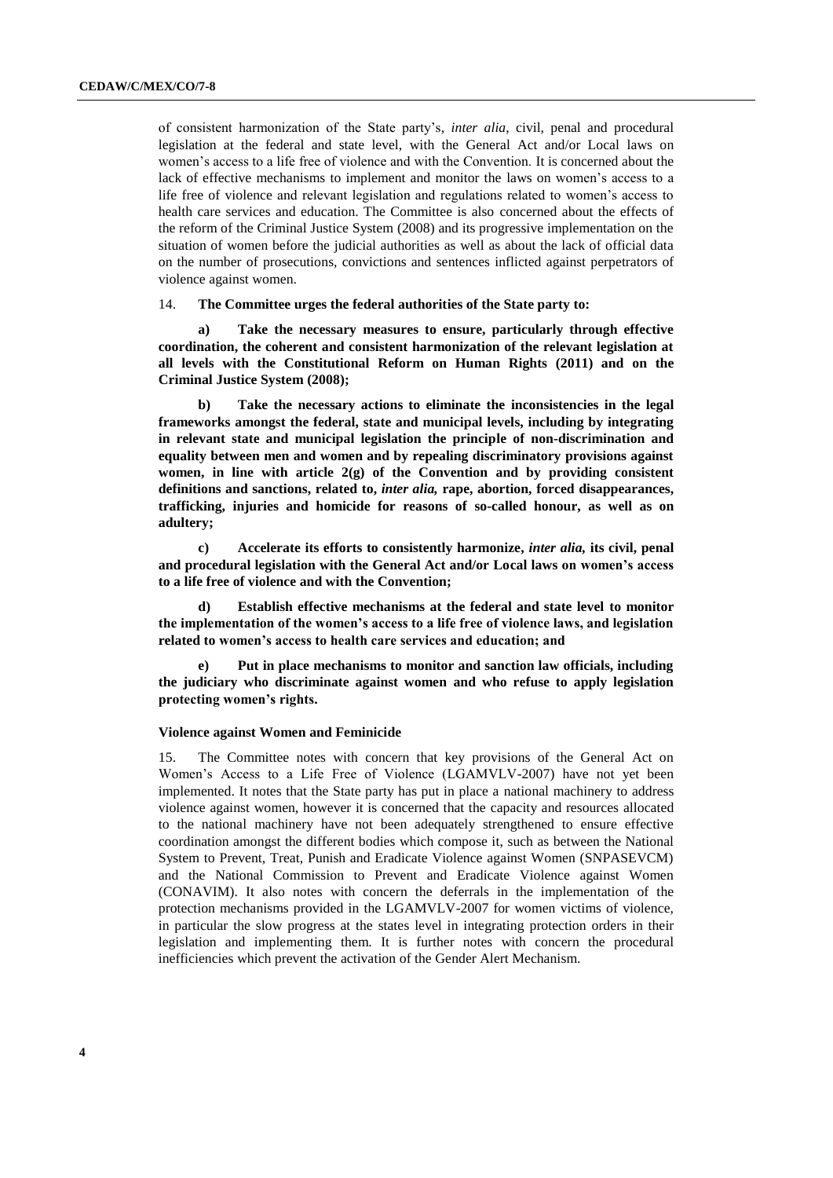of consistent harmonization of the State party's, *inter alia*, civil, penal and procedural legislation at the federal and state level, with the General Act and/or Local laws on women's access to a life free of violence and with the Convention. It is concerned about the lack of effective mechanisms to implement and monitor the laws on women's access to a life free of violence and relevant legislation and regulations related to women's access to health care services and education. The Committee is also concerned about the effects of the reform of the Criminal Justice System (2008) and its progressive implementation on the situation of women before the judicial authorities as well as about the lack of official data on the number of prosecutions, convictions and sentences inflicted against perpetrators of violence against women.

14. **The Committee urges the federal authorities of the State party to:**

**a) Take the necessary measures to ensure, particularly through effective coordination, the coherent and consistent harmonization of the relevant legislation at all levels with the Constitutional Reform on Human Rights (2011) and on the Criminal Justice System (2008);**

**b) Take the necessary actions to eliminate the inconsistencies in the legal frameworks amongst the federal, state and municipal levels, including by integrating in relevant state and municipal legislation the principle of non-discrimination and equality between men and women and by repealing discriminatory provisions against women, in line with article 2(g) of the Convention and by providing consistent definitions and sanctions, related to, *inter alia,* rape, abortion, forced disappearances, trafficking, injuries and homicide for reasons of so-called honour, as well as on adultery;**

**c) Accelerate its efforts to consistently harmonize, *inter alia,* its civil, penal and procedural legislation with the General Act and/or Local laws on women's access to a life free of violence and with the Convention;**

**d) Establish effective mechanisms at the federal and state level to monitor the implementation of the women's access to a life free of violence laws, and legislation related to women's access to health care services and education; and**

**e) Put in place mechanisms to monitor and sanction law officials, including the judiciary who discriminate against women and who refuse to apply legislation protecting women's rights.**

### Violence against Women and Feminicide

15. The Committee notes with concern that key provisions of the General Act on Women's Access to a Life Free of Violence (LGAMVLV-2007) have not yet been implemented. It notes that the State party has put in place a national machinery to address violence against women, however it is concerned that the capacity and resources allocated to the national machinery have not been adequately strengthened to ensure effective coordination amongst the different bodies which compose it, such as between the National System to Prevent, Treat, Punish and Eradicate Violence against Women (SNPASEVCM) and the National Commission to Prevent and Eradicate Violence against Women (CONAVIM). It also notes with concern the deferrals in the implementation of the protection mechanisms provided in the LGAMVLV-2007 for women victims of violence, in particular the slow progress at the states level in integrating protection orders in their legislation and implementing them. It is further notes with concern the procedural inefficiencies which prevent the activation of the Gender Alert Mechanism.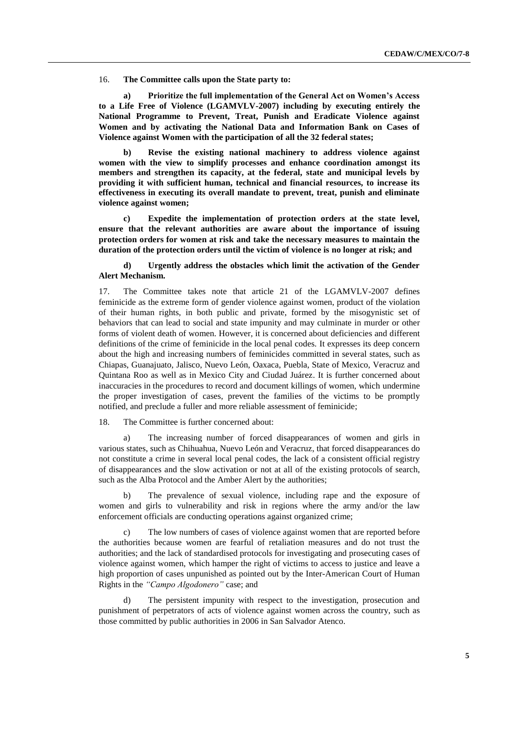16. **The Committee calls upon the State party to:**

**a) Prioritize the full implementation of the General Act on Women's Access to a Life Free of Violence (LGAMVLV-2007) including by executing entirely the National Programme to Prevent, Treat, Punish and Eradicate Violence against Women and by activating the National Data and Information Bank on Cases of Violence against Women with the participation of all the 32 federal states;**

**b) Revise the existing national machinery to address violence against women with the view to simplify processes and enhance coordination amongst its members and strengthen its capacity, at the federal, state and municipal levels by providing it with sufficient human, technical and financial resources, to increase its effectiveness in executing its overall mandate to prevent, treat, punish and eliminate violence against women;**

**c) Expedite the implementation of protection orders at the state level, ensure that the relevant authorities are aware about the importance of issuing protection orders for women at risk and take the necessary measures to maintain the duration of the protection orders until the victim of violence is no longer at risk; and**

**d) Urgently address the obstacles which limit the activation of the Gender Alert Mechanism.**

17. The Committee takes note that article 21 of the LGAMVLV-2007 defines feminicide as the extreme form of gender violence against women, product of the violation of their human rights, in both public and private, formed by the misogynistic set of behaviors that can lead to social and state impunity and may culminate in murder or other forms of violent death of women. However, it is concerned about deficiencies and different definitions of the crime of feminicide in the local penal codes. It expresses its deep concern about the high and increasing numbers of feminicides committed in several states, such as Chiapas, Guanajuato, Jalisco, Nuevo León, Oaxaca, Puebla, State of Mexico, Veracruz and Quintana Roo as well as in Mexico City and Ciudad Juárez. It is further concerned about inaccuracies in the procedures to record and document killings of women, which undermine the proper investigation of cases, prevent the families of the victims to be promptly notified, and preclude a fuller and more reliable assessment of feminicide;

18. The Committee is further concerned about:

a) The increasing number of forced disappearances of women and girls in various states, such as Chihuahua, Nuevo León and Veracruz, that forced disappearances do not constitute a crime in several local penal codes, the lack of a consistent official registry of disappearances and the slow activation or not at all of the existing protocols of search, such as the Alba Protocol and the Amber Alert by the authorities;

b) The prevalence of sexual violence, including rape and the exposure of women and girls to vulnerability and risk in regions where the army and/or the law enforcement officials are conducting operations against organized crime;

c) The low numbers of cases of violence against women that are reported before the authorities because women are fearful of retaliation measures and do not trust the authorities; and the lack of standardised protocols for investigating and prosecuting cases of violence against women, which hamper the right of victims to access to justice and leave a high proportion of cases unpunished as pointed out by the Inter-American Court of Human Rights in the *"Campo Algodonero"* case; and

d) The persistent impunity with respect to the investigation, prosecution and punishment of perpetrators of acts of violence against women across the country, such as those committed by public authorities in 2006 in San Salvador Atenco.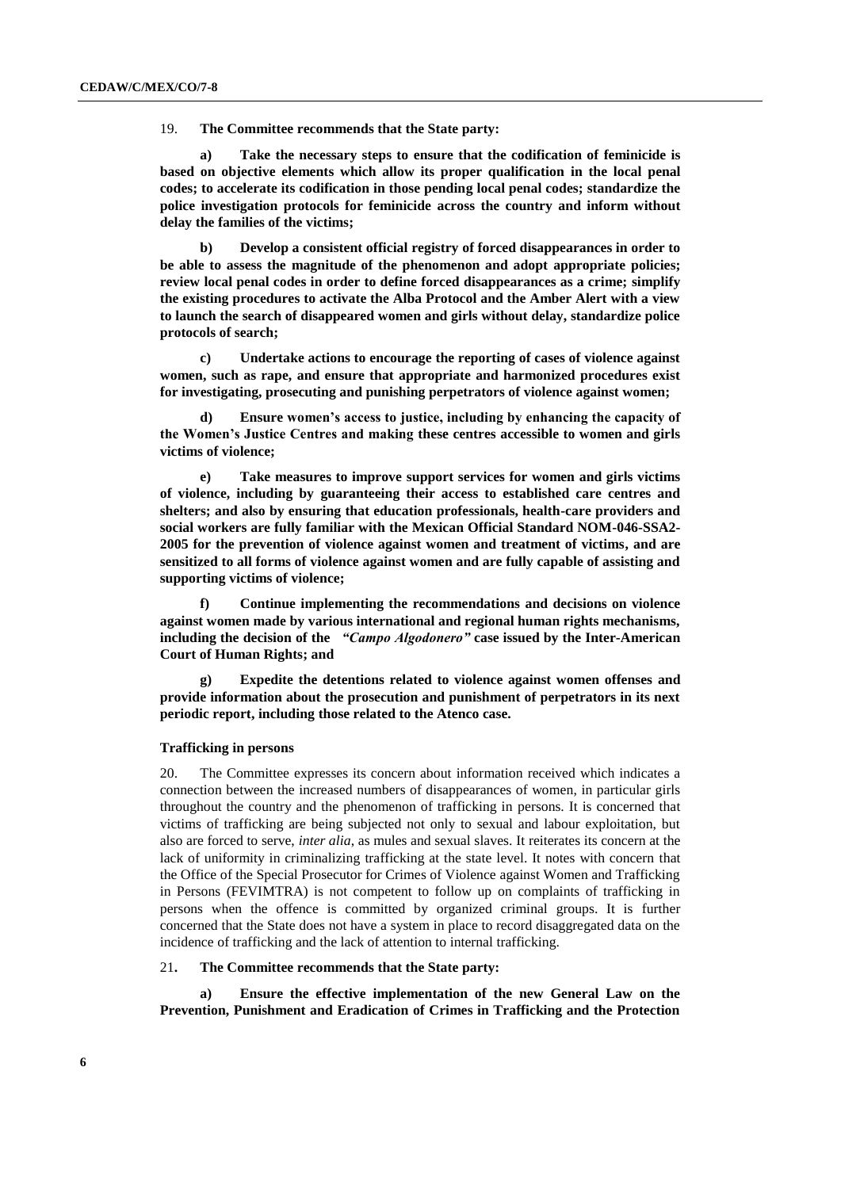19. **The Committee recommends that the State party:**

**a) Take the necessary steps to ensure that the codification of feminicide is based on objective elements which allow its proper qualification in the local penal codes; to accelerate its codification in those pending local penal codes; standardize the police investigation protocols for feminicide across the country and inform without delay the families of the victims;**

**b) Develop a consistent official registry of forced disappearances in order to be able to assess the magnitude of the phenomenon and adopt appropriate policies; review local penal codes in order to define forced disappearances as a crime; simplify the existing procedures to activate the Alba Protocol and the Amber Alert with a view to launch the search of disappeared women and girls without delay, standardize police protocols of search;**

**c) Undertake actions to encourage the reporting of cases of violence against women, such as rape, and ensure that appropriate and harmonized procedures exist for investigating, prosecuting and punishing perpetrators of violence against women;**

**d) Ensure women's access to justice, including by enhancing the capacity of the Women's Justice Centres and making these centres accessible to women and girls victims of violence;**

**e) Take measures to improve support services for women and girls victims of violence, including by guaranteeing their access to established care centres and shelters; and also by ensuring that education professionals, health-care providers and social workers are fully familiar with the Mexican Official Standard NOM-046-SSA2-2005 for the prevention of violence against women and treatment of victims, and are sensitized to all forms of violence against women and are fully capable of assisting and supporting victims of violence;**

**f) Continue implementing the recommendations and decisions on violence against women made by various international and regional human rights mechanisms, including the decision of the *"Campo Algodonero"* case issued by the Inter-American Court of Human Rights; and**

**g) Expedite the detentions related to violence against women offenses and provide information about the prosecution and punishment of perpetrators in its next periodic report, including those related to the Atenco case.**

### Trafficking in persons

20. The Committee expresses its concern about information received which indicates a connection between the increased numbers of disappearances of women, in particular girls throughout the country and the phenomenon of trafficking in persons. It is concerned that victims of trafficking are being subjected not only to sexual and labour exploitation, but also are forced to serve, *inter alia*, as mules and sexual slaves. It reiterates its concern at the lack of uniformity in criminalizing trafficking at the state level. It notes with concern that the Office of the Special Prosecutor for Crimes of Violence against Women and Trafficking in Persons (FEVIMTRA) is not competent to follow up on complaints of trafficking in persons when the offence is committed by organized criminal groups. It is further concerned that the State does not have a system in place to record disaggregated data on the incidence of trafficking and the lack of attention to internal trafficking.

21**. The Committee recommends that the State party:**

**a) Ensure the effective implementation of the new General Law on the Prevention, Punishment and Eradication of Crimes in Trafficking and the Protection**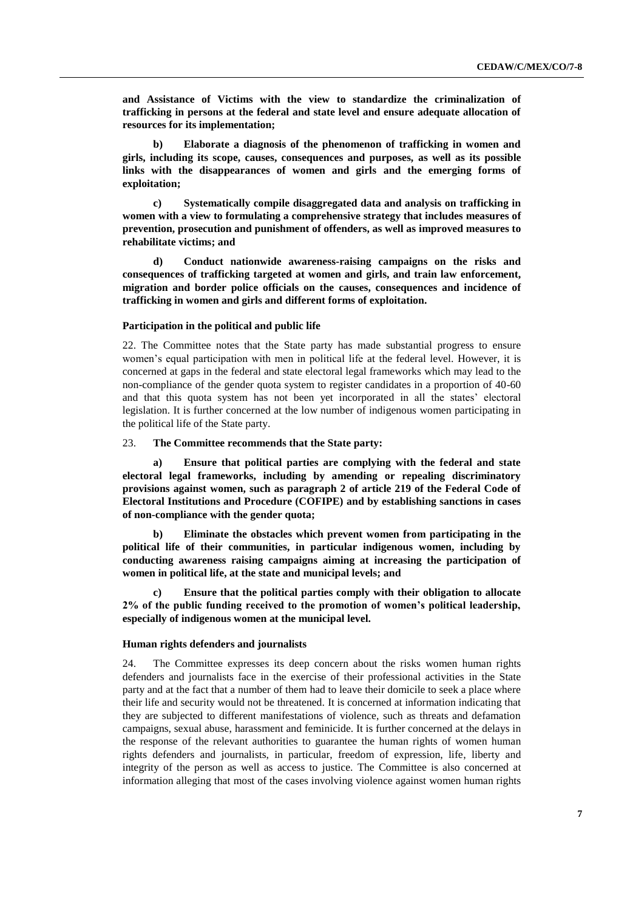**and Assistance of Victims with the view to standardize the criminalization of trafficking in persons at the federal and state level and ensure adequate allocation of resources for its implementation;**

**b) Elaborate a diagnosis of the phenomenon of trafficking in women and girls, including its scope, causes, consequences and purposes, as well as its possible links with the disappearances of women and girls and the emerging forms of exploitation;**

**c) Systematically compile disaggregated data and analysis on trafficking in women with a view to formulating a comprehensive strategy that includes measures of prevention, prosecution and punishment of offenders, as well as improved measures to rehabilitate victims; and**

**d) Conduct nationwide awareness-raising campaigns on the risks and consequences of trafficking targeted at women and girls, and train law enforcement, migration and border police officials on the causes, consequences and incidence of trafficking in women and girls and different forms of exploitation.**

### Participation in the political and public life

22. The Committee notes that the State party has made substantial progress to ensure women's equal participation with men in political life at the federal level. However, it is concerned at gaps in the federal and state electoral legal frameworks which may lead to the non-compliance of the gender quota system to register candidates in a proportion of 40-60 and that this quota system has not been yet incorporated in all the states' electoral legislation. It is further concerned at the low number of indigenous women participating in the political life of the State party.

23. **The Committee recommends that the State party:**

**a) Ensure that political parties are complying with the federal and state electoral legal frameworks, including by amending or repealing discriminatory provisions against women, such as paragraph 2 of article 219 of the Federal Code of Electoral Institutions and Procedure (COFIPE) and by establishing sanctions in cases of non-compliance with the gender quota;**

**b) Eliminate the obstacles which prevent women from participating in the political life of their communities, in particular indigenous women, including by conducting awareness raising campaigns aiming at increasing the participation of women in political life, at the state and municipal levels; and**

**c) Ensure that the political parties comply with their obligation to allocate 2% of the public funding received to the promotion of women's political leadership, especially of indigenous women at the municipal level.**

### Human rights defenders and journalists

24. The Committee expresses its deep concern about the risks women human rights defenders and journalists face in the exercise of their professional activities in the State party and at the fact that a number of them had to leave their domicile to seek a place where their life and security would not be threatened. It is concerned at information indicating that they are subjected to different manifestations of violence, such as threats and defamation campaigns, sexual abuse, harassment and feminicide. It is further concerned at the delays in the response of the relevant authorities to guarantee the human rights of women human rights defenders and journalists, in particular, freedom of expression, life, liberty and integrity of the person as well as access to justice. The Committee is also concerned at information alleging that most of the cases involving violence against women human rights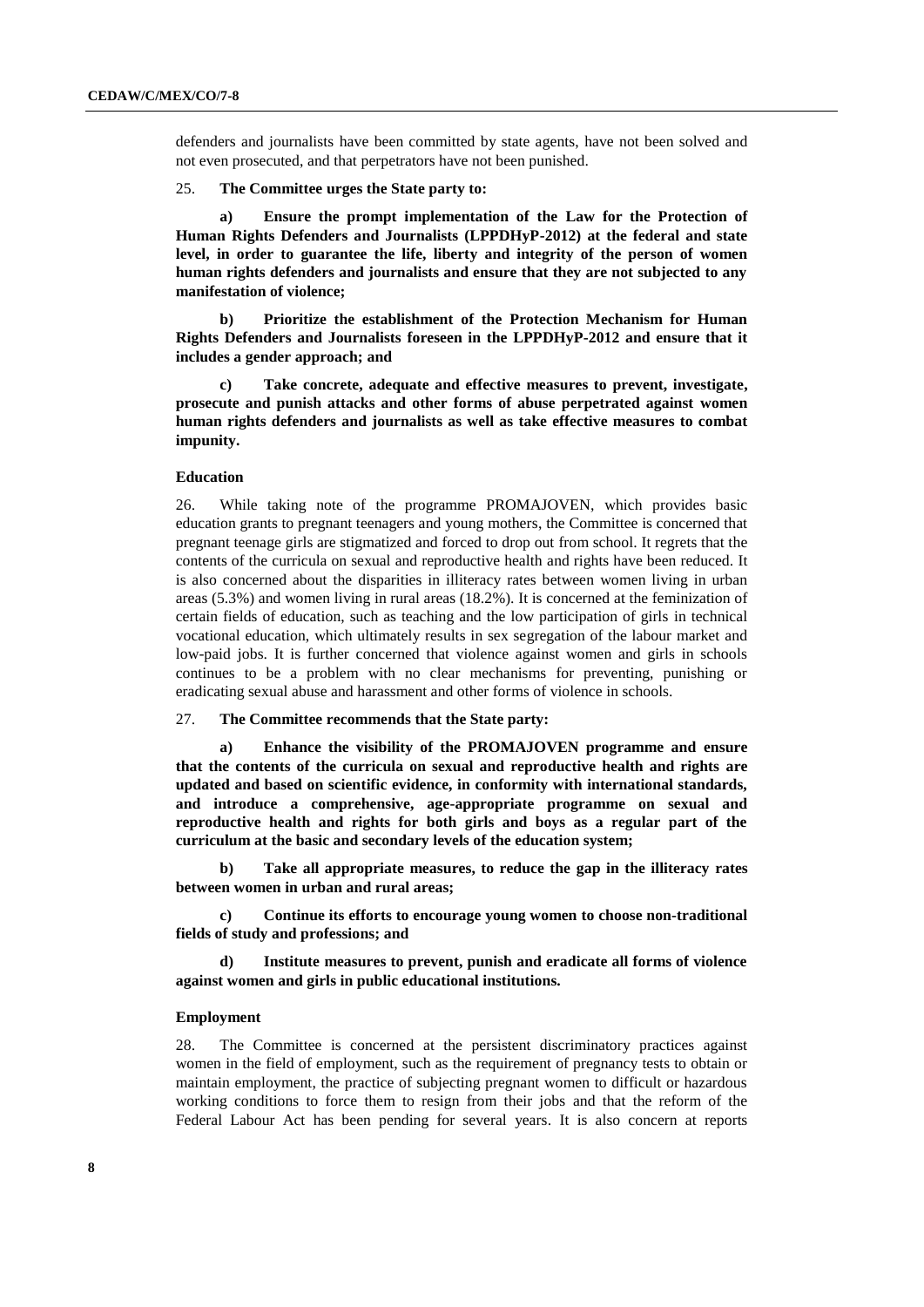defenders and journalists have been committed by state agents, have not been solved and not even prosecuted, and that perpetrators have not been punished.

25. **The Committee urges the State party to:**

**a) Ensure the prompt implementation of the Law for the Protection of Human Rights Defenders and Journalists (LPPDHyP-2012) at the federal and state level, in order to guarantee the life, liberty and integrity of the person of women human rights defenders and journalists and ensure that they are not subjected to any manifestation of violence;**

**b) Prioritize the establishment of the Protection Mechanism for Human Rights Defenders and Journalists foreseen in the LPPDHyP-2012 and ensure that it includes a gender approach; and**

**c) Take concrete, adequate and effective measures to prevent, investigate, prosecute and punish attacks and other forms of abuse perpetrated against women human rights defenders and journalists as well as take effective measures to combat impunity.**

### Education

26. While taking note of the programme PROMAJOVEN, which provides basic education grants to pregnant teenagers and young mothers, the Committee is concerned that pregnant teenage girls are stigmatized and forced to drop out from school. It regrets that the contents of the curricula on sexual and reproductive health and rights have been reduced. It is also concerned about the disparities in illiteracy rates between women living in urban areas (5.3%) and women living in rural areas (18.2%). It is concerned at the feminization of certain fields of education, such as teaching and the low participation of girls in technical vocational education, which ultimately results in sex segregation of the labour market and low-paid jobs. It is further concerned that violence against women and girls in schools continues to be a problem with no clear mechanisms for preventing, punishing or eradicating sexual abuse and harassment and other forms of violence in schools.

27. **The Committee recommends that the State party:**

**a) Enhance the visibility of the PROMAJOVEN programme and ensure that the contents of the curricula on sexual and reproductive health and rights are updated and based on scientific evidence, in conformity with international standards, and introduce a comprehensive, age-appropriate programme on sexual and reproductive health and rights for both girls and boys as a regular part of the curriculum at the basic and secondary levels of the education system;**

**b) Take all appropriate measures, to reduce the gap in the illiteracy rates between women in urban and rural areas;**

**c) Continue its efforts to encourage young women to choose non-traditional fields of study and professions; and**

**d) Institute measures to prevent, punish and eradicate all forms of violence against women and girls in public educational institutions.**

### Employment

28. The Committee is concerned at the persistent discriminatory practices against women in the field of employment, such as the requirement of pregnancy tests to obtain or maintain employment, the practice of subjecting pregnant women to difficult or hazardous working conditions to force them to resign from their jobs and that the reform of the Federal Labour Act has been pending for several years. It is also concern at reports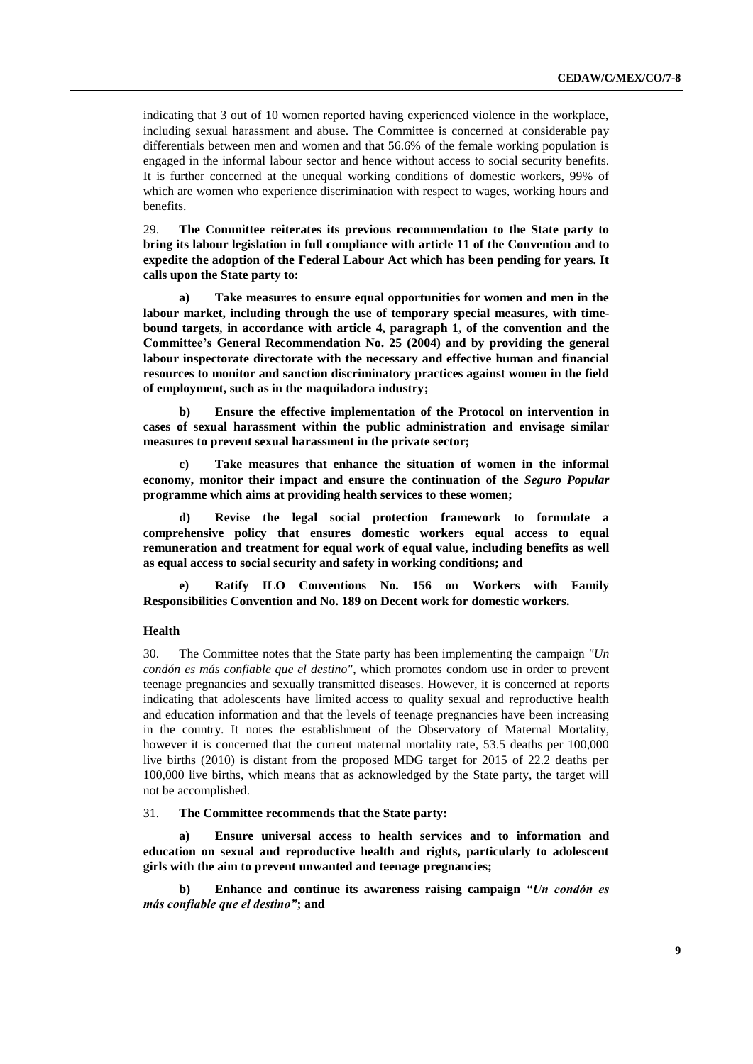indicating that 3 out of 10 women reported having experienced violence in the workplace, including sexual harassment and abuse. The Committee is concerned at considerable pay differentials between men and women and that 56.6% of the female working population is engaged in the informal labour sector and hence without access to social security benefits. It is further concerned at the unequal working conditions of domestic workers, 99% of which are women who experience discrimination with respect to wages, working hours and benefits.

29. **The Committee reiterates its previous recommendation to the State party to bring its labour legislation in full compliance with article 11 of the Convention and to expedite the adoption of the Federal Labour Act which has been pending for years. It calls upon the State party to:**

**a) Take measures to ensure equal opportunities for women and men in the labour market, including through the use of temporary special measures, with time-bound targets, in accordance with article 4, paragraph 1, of the convention and the Committee's General Recommendation No. 25 (2004) and by providing the general labour inspectorate directorate with the necessary and effective human and financial resources to monitor and sanction discriminatory practices against women in the field of employment, such as in the maquiladora industry;**

**b) Ensure the effective implementation of the Protocol on intervention in cases of sexual harassment within the public administration and envisage similar measures to prevent sexual harassment in the private sector;**

**c) Take measures that enhance the situation of women in the informal economy, monitor their impact and ensure the continuation of the *Seguro Popular* programme which aims at providing health services to these women;**

**d) Revise the legal social protection framework to formulate a comprehensive policy that ensures domestic workers equal access to equal remuneration and treatment for equal work of equal value, including benefits as well as equal access to social security and safety in working conditions; and**

**e) Ratify ILO Conventions No. 156 on Workers with Family Responsibilities Convention and No. 189 on Decent work for domestic workers.**

### Health

30. The Committee notes that the State party has been implementing the campaign *"Un condón es más confiable que el destino"*, which promotes condom use in order to prevent teenage pregnancies and sexually transmitted diseases. However, it is concerned at reports indicating that adolescents have limited access to quality sexual and reproductive health and education information and that the levels of teenage pregnancies have been increasing in the country. It notes the establishment of the Observatory of Maternal Mortality, however it is concerned that the current maternal mortality rate, 53.5 deaths per 100,000 live births (2010) is distant from the proposed MDG target for 2015 of 22.2 deaths per 100,000 live births, which means that as acknowledged by the State party, the target will not be accomplished.

31. **The Committee recommends that the State party:**

**a) Ensure universal access to health services and to information and education on sexual and reproductive health and rights, particularly to adolescent girls with the aim to prevent unwanted and teenage pregnancies;**

**b) Enhance and continue its awareness raising campaign *"Un condón es más confiable que el destino"*; and**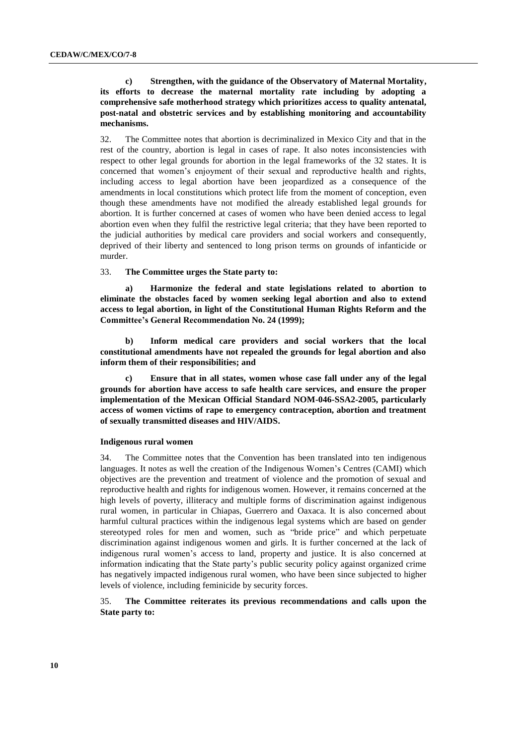**c) Strengthen, with the guidance of the Observatory of Maternal Mortality, its efforts to decrease the maternal mortality rate including by adopting a comprehensive safe motherhood strategy which prioritizes access to quality antenatal, post-natal and obstetric services and by establishing monitoring and accountability mechanisms.**

32. The Committee notes that abortion is decriminalized in Mexico City and that in the rest of the country, abortion is legal in cases of rape. It also notes inconsistencies with respect to other legal grounds for abortion in the legal frameworks of the 32 states. It is concerned that women's enjoyment of their sexual and reproductive health and rights, including access to legal abortion have been jeopardized as a consequence of the amendments in local constitutions which protect life from the moment of conception, even though these amendments have not modified the already established legal grounds for abortion. It is further concerned at cases of women who have been denied access to legal abortion even when they fulfil the restrictive legal criteria; that they have been reported to the judicial authorities by medical care providers and social workers and consequently, deprived of their liberty and sentenced to long prison terms on grounds of infanticide or murder.

33. **The Committee urges the State party to:**

**a) Harmonize the federal and state legislations related to abortion to eliminate the obstacles faced by women seeking legal abortion and also to extend access to legal abortion, in light of the Constitutional Human Rights Reform and the Committee's General Recommendation No. 24 (1999);**

**b) Inform medical care providers and social workers that the local constitutional amendments have not repealed the grounds for legal abortion and also inform them of their responsibilities; and**

**c) Ensure that in all states, women whose case fall under any of the legal grounds for abortion have access to safe health care services, and ensure the proper implementation of the Mexican Official Standard NOM-046-SSA2-2005, particularly access of women victims of rape to emergency contraception, abortion and treatment of sexually transmitted diseases and HIV/AIDS.**

### Indigenous rural women

34. The Committee notes that the Convention has been translated into ten indigenous languages. It notes as well the creation of the Indigenous Women's Centres (CAMI) which objectives are the prevention and treatment of violence and the promotion of sexual and reproductive health and rights for indigenous women. However, it remains concerned at the high levels of poverty, illiteracy and multiple forms of discrimination against indigenous rural women, in particular in Chiapas, Guerrero and Oaxaca. It is also concerned about harmful cultural practices within the indigenous legal systems which are based on gender stereotyped roles for men and women, such as "bride price" and which perpetuate discrimination against indigenous women and girls. It is further concerned at the lack of indigenous rural women's access to land, property and justice. It is also concerned at information indicating that the State party's public security policy against organized crime has negatively impacted indigenous rural women, who have been since subjected to higher levels of violence, including feminicide by security forces.

35. **The Committee reiterates its previous recommendations and calls upon the State party to:**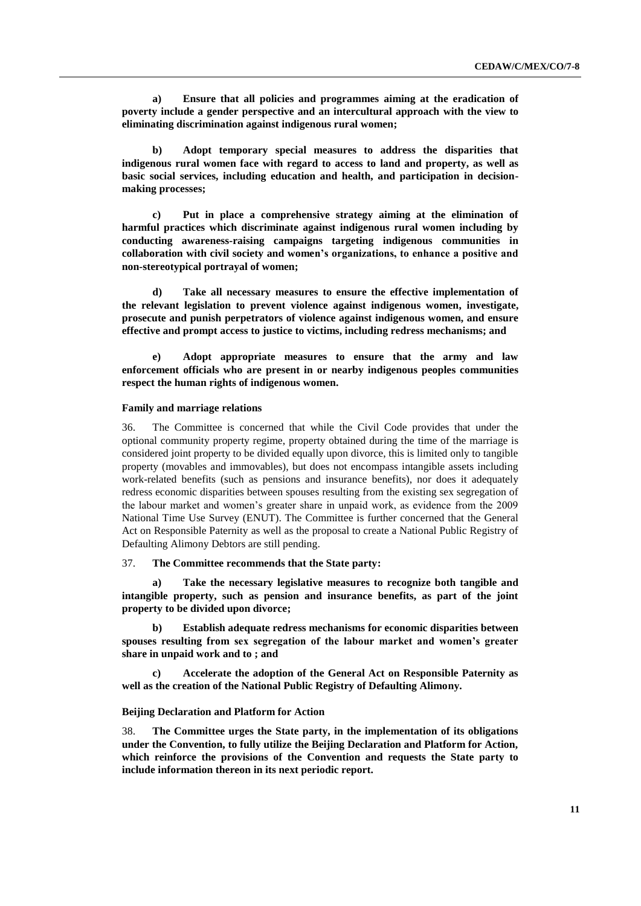**a) Ensure that all policies and programmes aiming at the eradication of poverty include a gender perspective and an intercultural approach with the view to eliminating discrimination against indigenous rural women;**

**b) Adopt temporary special measures to address the disparities that indigenous rural women face with regard to access to land and property, as well as basic social services, including education and health, and participation in decision-making processes;**

**c) Put in place a comprehensive strategy aiming at the elimination of harmful practices which discriminate against indigenous rural women including by conducting awareness-raising campaigns targeting indigenous communities in collaboration with civil society and women's organizations, to enhance a positive and non-stereotypical portrayal of women;**

**d) Take all necessary measures to ensure the effective implementation of the relevant legislation to prevent violence against indigenous women, investigate, prosecute and punish perpetrators of violence against indigenous women, and ensure effective and prompt access to justice to victims, including redress mechanisms; and**

**e) Adopt appropriate measures to ensure that the army and law enforcement officials who are present in or nearby indigenous peoples communities respect the human rights of indigenous women.**

### Family and marriage relations

36. The Committee is concerned that while the Civil Code provides that under the optional community property regime, property obtained during the time of the marriage is considered joint property to be divided equally upon divorce, this is limited only to tangible property (movables and immovables), but does not encompass intangible assets including work-related benefits (such as pensions and insurance benefits), nor does it adequately redress economic disparities between spouses resulting from the existing sex segregation of the labour market and women's greater share in unpaid work, as evidence from the 2009 National Time Use Survey (ENUT). The Committee is further concerned that the General Act on Responsible Paternity as well as the proposal to create a National Public Registry of Defaulting Alimony Debtors are still pending.

37. **The Committee recommends that the State party:**

**a) Take the necessary legislative measures to recognize both tangible and intangible property, such as pension and insurance benefits, as part of the joint property to be divided upon divorce;**

**b) Establish adequate redress mechanisms for economic disparities between spouses resulting from sex segregation of the labour market and women's greater share in unpaid work and to ; and**

**c) Accelerate the adoption of the General Act on Responsible Paternity as well as the creation of the National Public Registry of Defaulting Alimony.**

### Beijing Declaration and Platform for Action

38. **The Committee urges the State party, in the implementation of its obligations under the Convention, to fully utilize the Beijing Declaration and Platform for Action, which reinforce the provisions of the Convention and requests the State party to include information thereon in its next periodic report.**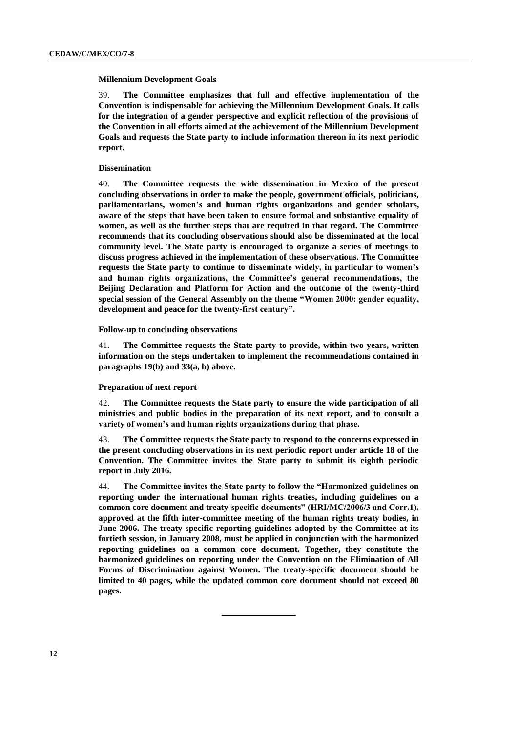**Millennium Development Goals**

39. **The Committee emphasizes that full and effective implementation of the Convention is indispensable for achieving the Millennium Development Goals. It calls for the integration of a gender perspective and explicit reflection of the provisions of the Convention in all efforts aimed at the achievement of the Millennium Development Goals and requests the State party to include information thereon in its next periodic report.**

**Dissemination**

40. **The Committee requests the wide dissemination in Mexico of the present concluding observations in order to make the people, government officials, politicians, parliamentarians, women's and human rights organizations and gender scholars, aware of the steps that have been taken to ensure formal and substantive equality of women, as well as the further steps that are required in that regard. The Committee recommends that its concluding observations should also be disseminated at the local community level. The State party is encouraged to organize a series of meetings to discuss progress achieved in the implementation of these observations. The Committee requests the State party to continue to disseminate widely, in particular to women's and human rights organizations, the Committee's general recommendations, the Beijing Declaration and Platform for Action and the outcome of the twenty-third special session of the General Assembly on the theme "Women 2000: gender equality, development and peace for the twenty-first century".**

**Follow-up to concluding observations**

41. **The Committee requests the State party to provide, within two years, written information on the steps undertaken to implement the recommendations contained in paragraphs 19(b) and 33(a, b) above.**

**Preparation of next report**

42. **The Committee requests the State party to ensure the wide participation of all ministries and public bodies in the preparation of its next report, and to consult a variety of women's and human rights organizations during that phase.**

43. **The Committee requests the State party to respond to the concerns expressed in the present concluding observations in its next periodic report under article 18 of the Convention. The Committee invites the State party to submit its eighth periodic report in July 2016.**

44. **The Committee invites the State party to follow the "Harmonized guidelines on reporting under the international human rights treaties, including guidelines on a common core document and treaty-specific documents" (HRI/MC/2006/3 and Corr.1), approved at the fifth inter-committee meeting of the human rights treaty bodies, in June 2006. The treaty-specific reporting guidelines adopted by the Committee at its fortieth session, in January 2008, must be applied in conjunction with the harmonized reporting guidelines on a common core document. Together, they constitute the harmonized guidelines on reporting under the Convention on the Elimination of All Forms of Discrimination against Women. The treaty-specific document should be limited to 40 pages, while the updated common core document should not exceed 80 pages.**